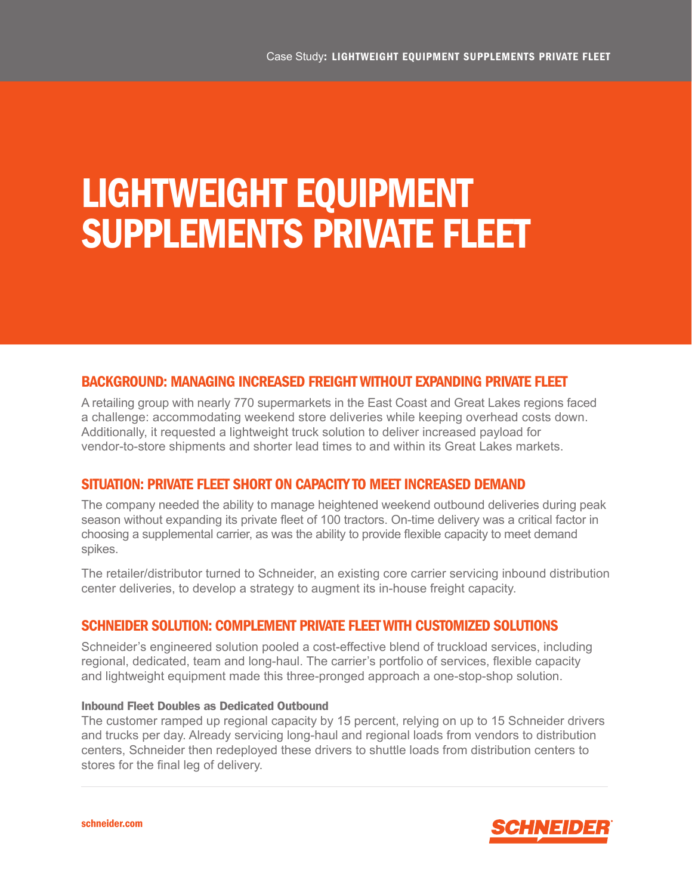# LIGHTWEIGHT EQUIPMENT SUPPLEMENTS PRIVATE FLEET

## BACKGROUND: MANAGING INCREASED FREIGHT WITHOUT EXPANDING PRIVATE FLEET

A retailing group with nearly 770 supermarkets in the East Coast and Great Lakes regions faced a challenge: accommodating weekend store deliveries while keeping overhead costs down. Additionally, it requested a lightweight truck solution to deliver increased payload for vendor-to-store shipments and shorter lead times to and within its Great Lakes markets.

## SITUATION: PRIVATE FLEET SHORT ON CAPACITY TO MEET INCREASED DEMAND

The company needed the ability to manage heightened weekend outbound deliveries during peak season without expanding its private fleet of 100 tractors. On-time delivery was a critical factor in choosing a supplemental carrier, as was the ability to provide flexible capacity to meet demand spikes.

The retailer/distributor turned to Schneider, an existing core carrier servicing inbound distribution center deliveries, to develop a strategy to augment its in-house freight capacity.

## SCHNEIDER SOLUTION: COMPLEMENT PRIVATE FLEET WITH CUSTOMIZED SOLUTIONS

Schneider's engineered solution pooled a cost-effective blend of truckload services, including regional, dedicated, team and long-haul. The carrier's portfolio of services, flexible capacity and lightweight equipment made this three-pronged approach a one-stop-shop solution.

### Inbound Fleet Doubles as Dedicated Outbound

The customer ramped up regional capacity by 15 percent, relying on up to 15 Schneider drivers and trucks per day. Already servicing long-haul and regional loads from vendors to distribution centers, Schneider then redeployed these drivers to shuttle loads from distribution centers to stores for the final leg of delivery.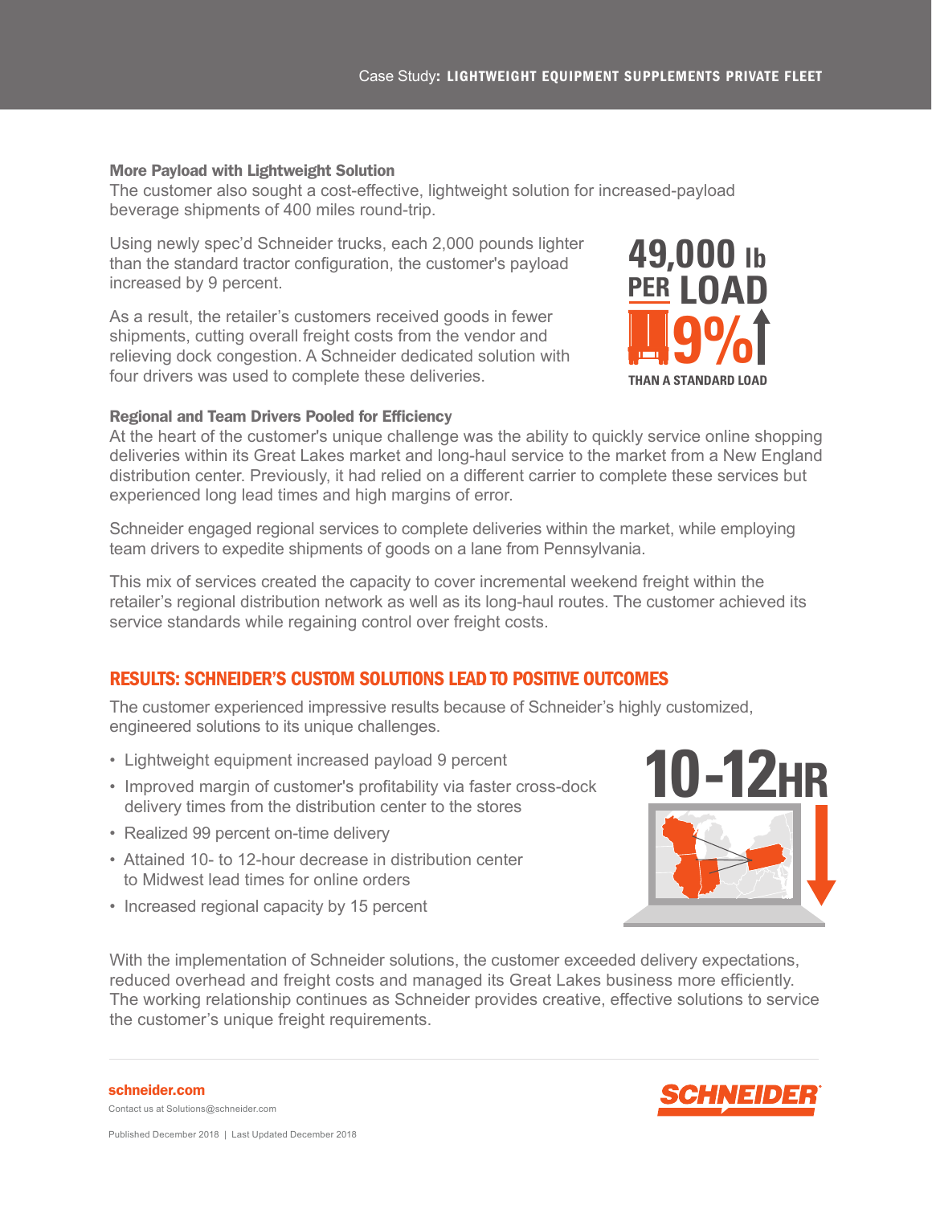#### More Payload with Lightweight Solution

The customer also sought a cost-effective, lightweight solution for increased-payload beverage shipments of 400 miles round-trip.

Using newly spec'd Schneider trucks, each 2,000 pounds lighter than the standard tractor configuration, the customer's payload increased by 9 percent.

49,000 lb PER LOAD

9%

THAN A STANDARD LOAD

As a result, the retailer's customers received goods in fewer shipments, cutting overall freight costs from the vendor and relieving dock congestion. A Schneider dedicated solution with four drivers was used to complete these deliveries.

#### Regional and Team Drivers Pooled for Efficiency

At the heart of the customer's unique challenge was the ability to quickly service online shopping deliveries within its Great Lakes market and long-haul service to the market from a New England distribution center. Previously, it had relied on a different carrier to complete these services but experienced long lead times and high margins of error.

Schneider engaged regional services to complete deliveries within the market, while employing team drivers to expedite shipments of goods on a lane from Pennsylvania.

This mix of services created the capacity to cover incremental weekend freight within the retailer's regional distribution network as well as its long-haul routes. The customer achieved its service standards while regaining control over freight costs.

## RESULTS: SCHNEIDER'S CUSTOM SOLUTIONS LEAD TO POSITIVE OUTCOMES

The customer experienced impressive results because of Schneider's highly customized, engineered solutions to its unique challenges.

- Lightweight equipment increased payload 9 percent
- Improved margin of customer's profitability via faster cross-dock delivery times from the distribution center to the stores
- Realized 99 percent on-time delivery
- Attained 10- to 12-hour decrease in distribution center to Midwest lead times for online orders
- Increased regional capacity by 15 percent

10-12HR

With the implementation of Schneider solutions, the customer exceeded delivery expectations, reduced overhead and freight costs and managed its Great Lakes business more efficiently. The working relationship continues as Schneider provides creative, effective solutions to service the customer's unique freight requirements.

**schneider.com**

Contact us at Solutions@schneider.com

Published December 2018 | Last Updated December 2018